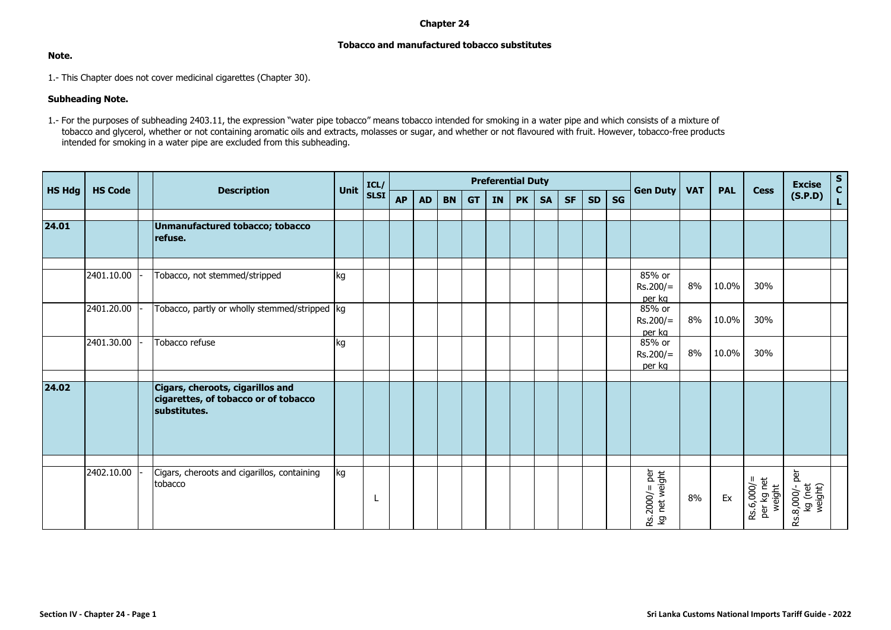# Chapter 24

## Tobacco and manufactured tobacco substitutes

**Note.**

1.- This Chapter does not cover medicinal cigarettes (Chapter 30).

**Subheading Note.**

1.- For the purposes of subheading 2403.11, the expression "water pipe tobacco" means tobacco intended for smoking in a water pipe and which consists of a mixture of tobacco and glycerol, whether or not containing aromatic oils and extracts, molasses or sugar, and whether or not flavoured with fruit. However, tobacco-free products intended for smoking in a water pipe are excluded from this subheading.

| HS Hdg | HS Code | | Description | Unit | ICL/ SLSI | Preferential Duty | | | | | | | | | | Gen Duty | VAT | PAL | Cess | Excise (S.P.D) | SCL |
|---|---|---|---|---|---|---|---|---|---|---|---|---|---|---|---|---|---|---|---|---|---|
| | | | | | | AP | AD | BN | GT | IN | PK | SA | SF | SD | SG | | | | | | |
| **24.01** | | | **Unmanufactured tobacco; tobacco refuse.** | | | | | | | | | | | | | | | | | | |
| | 2401.10.00 | - | Tobacco, not stemmed/stripped | kg | | | | | | | | | | | | 85% or Rs.200/= per kg | 8% | 10.0% | 30% | | |
| | 2401.20.00 | - | Tobacco, partly or wholly stemmed/stripped | kg | | | | | | | | | | | | 85% or Rs.200/= per kg | 8% | 10.0% | 30% | | |
| | 2401.30.00 | - | Tobacco refuse | kg | | | | | | | | | | | | 85% or Rs.200/= per kg | 8% | 10.0% | 30% | | |
| **24.02** | | | **Cigars, cheroots, cigarillos and cigarettes, of tobacco or of tobacco substitutes.** | | | | | | | | | | | | | | | | | | |
| | 2402.10.00 | - | Cigars, cheroots and cigarillos, containing tobacco | kg | L | | | | | | | | | | | Rs.2000/= per kg net weight | 8% | Ex | Rs.6,000/= per kg net weight | Rs.8,000/- per kg (net weight) | |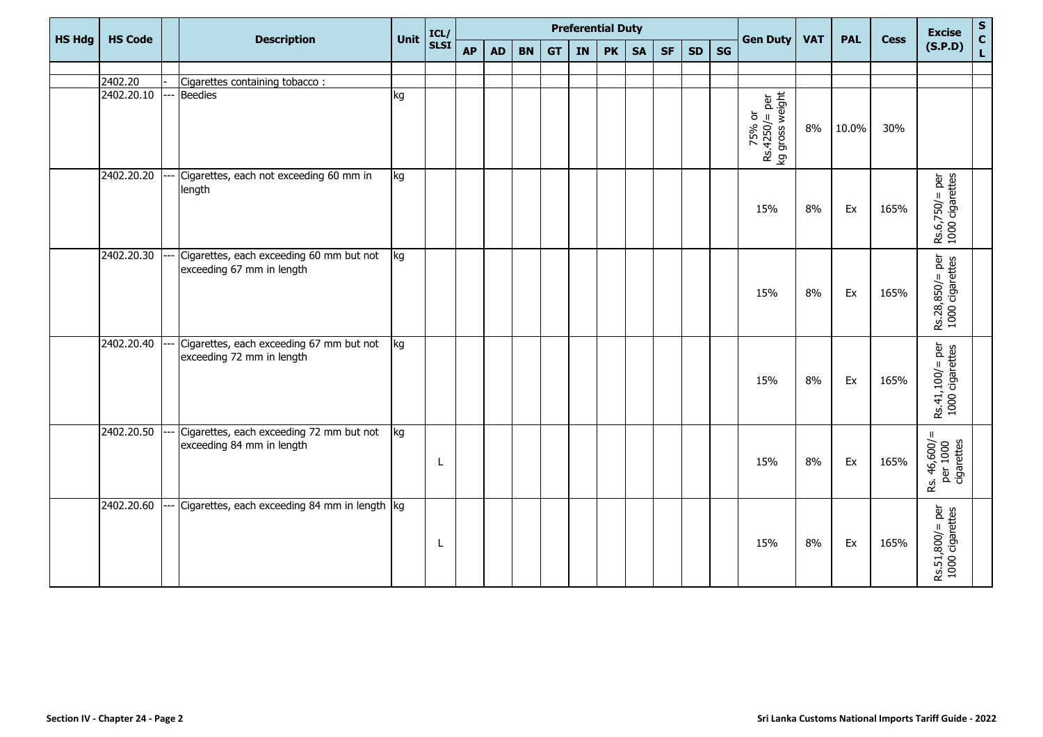| HS Hdg | HS Code | | Description | Unit | ICL/ SLSI | Preferential Duty | | | | | | | | | | Gen Duty | VAT | PAL | Cess | Excise (S.P.D) | S C L |
|---|---|---|---|---|---|---|---|---|---|---|---|---|---|---|---|---|---|---|---|---|---|
| | | | | | | AP | AD | BN | GT | IN | PK | SA | SF | SD | SG | | | | | | |
| | | | | | | | | | | | | | | | | | | | | | |
| | 2402.20 | - | Cigarettes containing tobacco : | | | | | | | | | | | | | | | | | | |
| | 2402.20.10 | --- | Beedies | kg | | | | | | | | | | | | 75% or Rs.4250/= per kg gross weight | 8% | 10.0% | 30% | | |
| | 2402.20.20 | --- | Cigarettes, each not exceeding 60 mm in length | kg | | | | | | | | | | | | 15% | 8% | Ex | 165% | Rs.6,750/= per 1000 cigarettes | |
| | 2402.20.30 | --- | Cigarettes, each exceeding 60 mm but not exceeding 67 mm in length | kg | | | | | | | | | | | | 15% | 8% | Ex | 165% | Rs.28,850/= per 1000 cigarettes | |
| | 2402.20.40 | --- | Cigarettes, each exceeding 67 mm but not exceeding 72 mm in length | kg | | | | | | | | | | | | 15% | 8% | Ex | 165% | Rs.41,100/= per 1000 cigarettes | |
| | 2402.20.50 | --- | Cigarettes, each exceeding 72 mm but not exceeding 84 mm in length | kg | L | | | | | | | | | | | 15% | 8% | Ex | 165% | Rs. 46,600/= per 1000 cigarettes | |
| | 2402.20.60 | --- | Cigarettes, each exceeding 84 mm in length | kg | L | | | | | | | | | | | 15% | 8% | Ex | 165% | Rs.51,800/= per 1000 cigarettes | |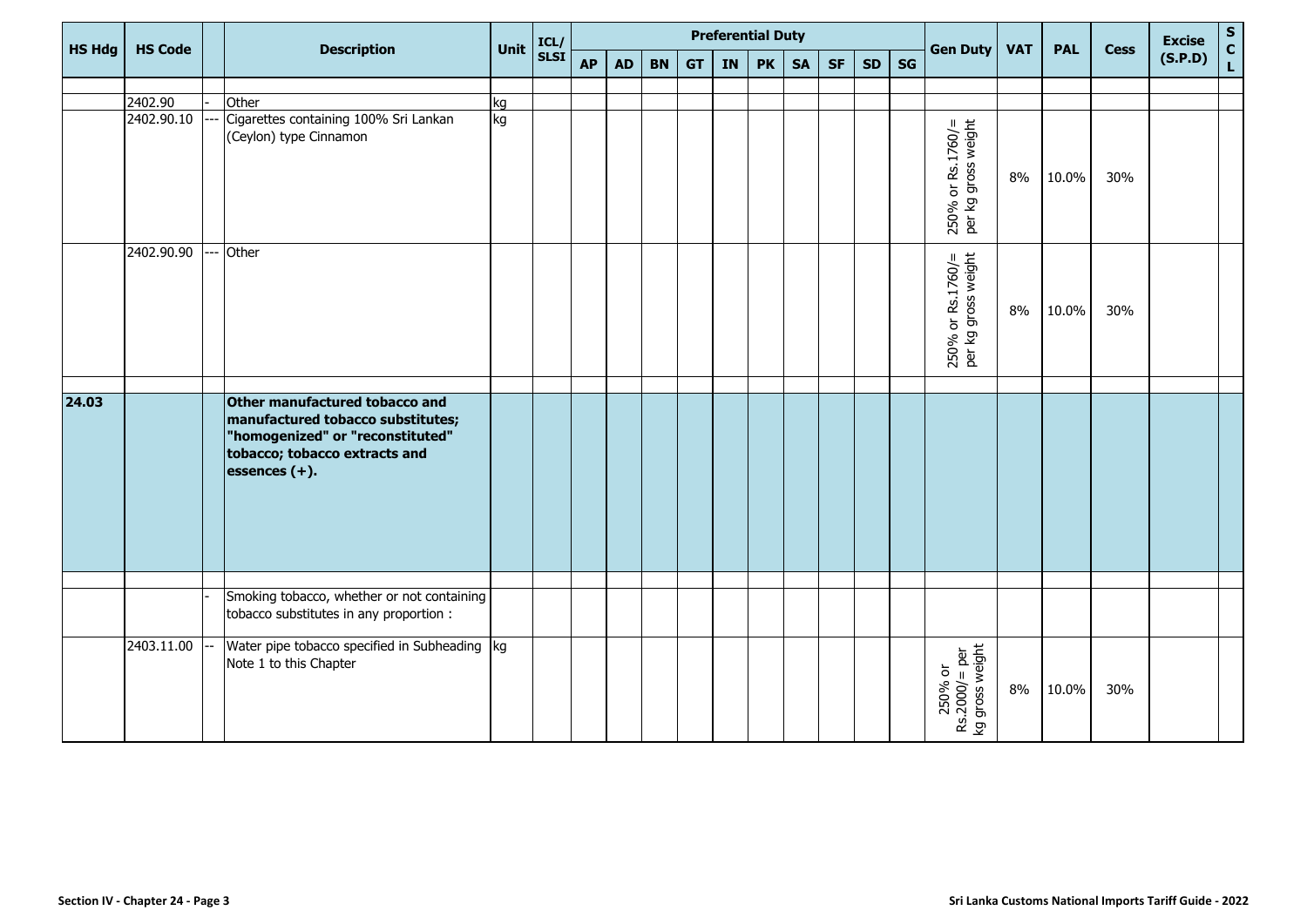| HS Hdg | HS Code | | Description | Unit | ICL/ SLSI | Preferential Duty | | | | | | | | | | Gen Duty | VAT | PAL | Cess | Excise (S.P.D) | S C L |
|---|---|---|---|---|---|---|---|---|---|---|---|---|---|---|---|---|---|---|---|---|---|
| | | | | | | AP | AD | BN | GT | IN | PK | SA | SF | SD | SG | | | | | | |
| | 2402.90 | - | Other | kg | | | | | | | | | | | | | | | | | |
| | 2402.90.10 | --- | Cigarettes containing 100% Sri Lankan (Ceylon) type Cinnamon | kg | | | | | | | | | | | | 250% or Rs.1760/= per kg gross weight | 8% | 10.0% | 30% | | |
| | 2402.90.90 | --- | Other | | | | | | | | | | | | | 250% or Rs.1760/= per kg gross weight | 8% | 10.0% | 30% | | |
| **24.03** | | | **Other manufactured tobacco and manufactured tobacco substitutes; "homogenized" or "reconstituted" tobacco; tobacco extracts and essences (+).** | | | | | | | | | | | | | | | | | | |
| | | - | Smoking tobacco, whether or not containing tobacco substitutes in any proportion : | | | | | | | | | | | | | | | | | | |
| | 2403.11.00 | -- | Water pipe tobacco specified in Subheading Note 1 to this Chapter | kg | | | | | | | | | | | | 250% or Rs.2000/= per kg gross weight | 8% | 10.0% | 30% | | |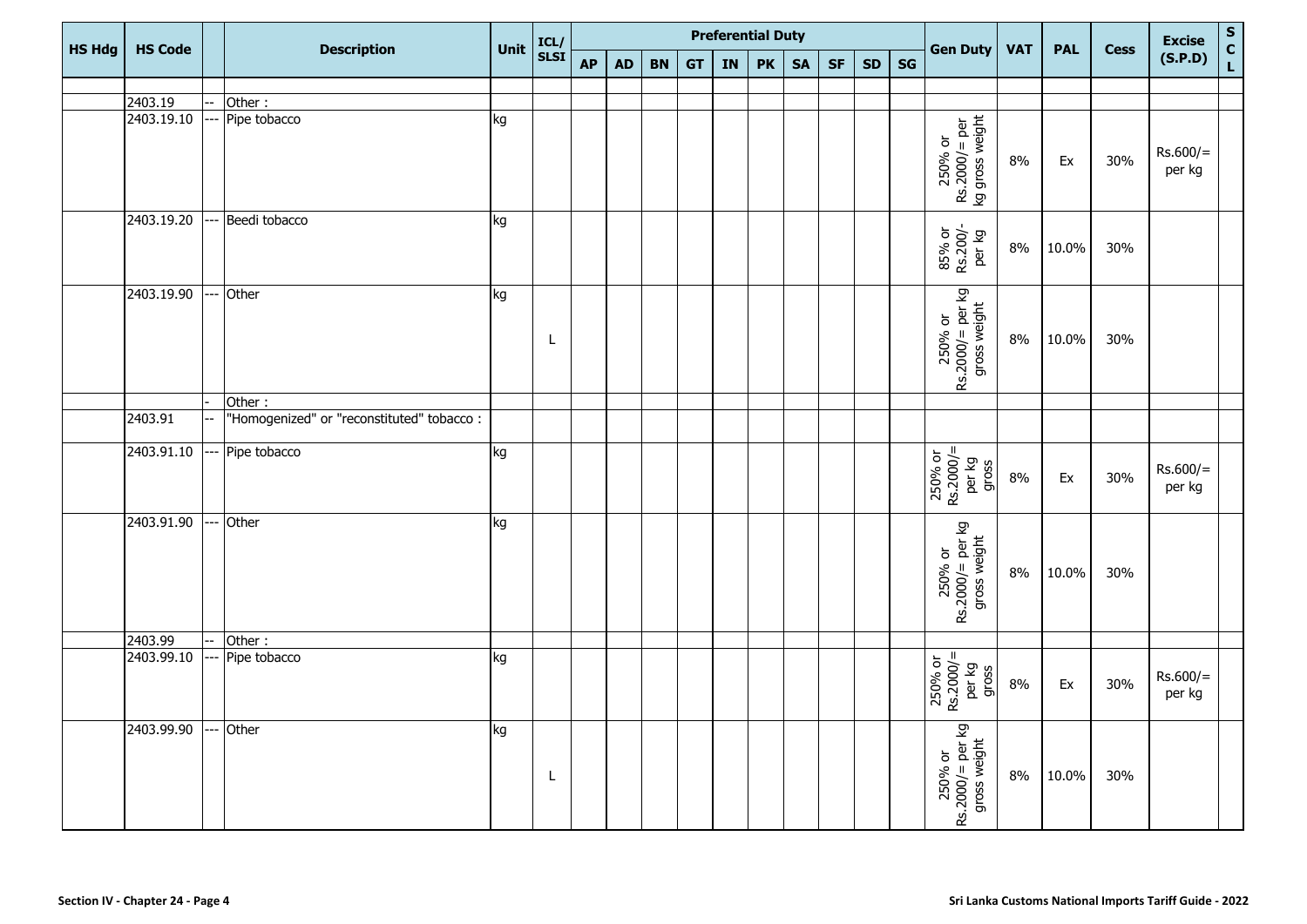| HS Hdg | HS Code | | Description | Unit | ICL/ SLSI | Preferential Duty | | | | | | | | | | Gen Duty | VAT | PAL | Cess | Excise (S.P.D) | S C L |
|---|---|---|---|---|---|---|---|---|---|---|---|---|---|---|---|---|---|---|---|---|---|
| | | | | | | AP | AD | BN | GT | IN | PK | SA | SF | SD | SG | | | | | | |
| | | | | | | | | | | | | | | | | | | | | | |
| | 2403.19 | -- | Other : | | | | | | | | | | | | | | | | | | |
| | 2403.19.10 | --- | Pipe tobacco | kg | | | | | | | | | | | | 250% or Rs.2000/= per kg gross weight | 8% | Ex | 30% | Rs.600/= per kg | |
| | 2403.19.20 | --- | Beedi tobacco | kg | | | | | | | | | | | | 85% or Rs.200/- per kg | 8% | 10.0% | 30% | | |
| | 2403.19.90 | --- | Other | kg | L | | | | | | | | | | | 250% or Rs.2000/= per kg gross weight | 8% | 10.0% | 30% | | |
| | | - | Other : | | | | | | | | | | | | | | | | | | |
| | 2403.91 | -- | "Homogenized" or "reconstituted" tobacco : | | | | | | | | | | | | | | | | | | |
| | 2403.91.10 | --- | Pipe tobacco | kg | | | | | | | | | | | | 250% or Rs.2000/= per kg gross | 8% | Ex | 30% | Rs.600/= per kg | |
| | 2403.91.90 | --- | Other | kg | | | | | | | | | | | | 250% or Rs.2000/= per kg gross weight | 8% | 10.0% | 30% | | |
| | 2403.99 | -- | Other : | | | | | | | | | | | | | | | | | | |
| | 2403.99.10 | --- | Pipe tobacco | kg | | | | | | | | | | | | 250% or Rs.2000/= per kg gross | 8% | Ex | 30% | Rs.600/= per kg | |
| | 2403.99.90 | --- | Other | kg | L | | | | | | | | | | | 250% or Rs.2000/= per kg gross weight | 8% | 10.0% | 30% | | |